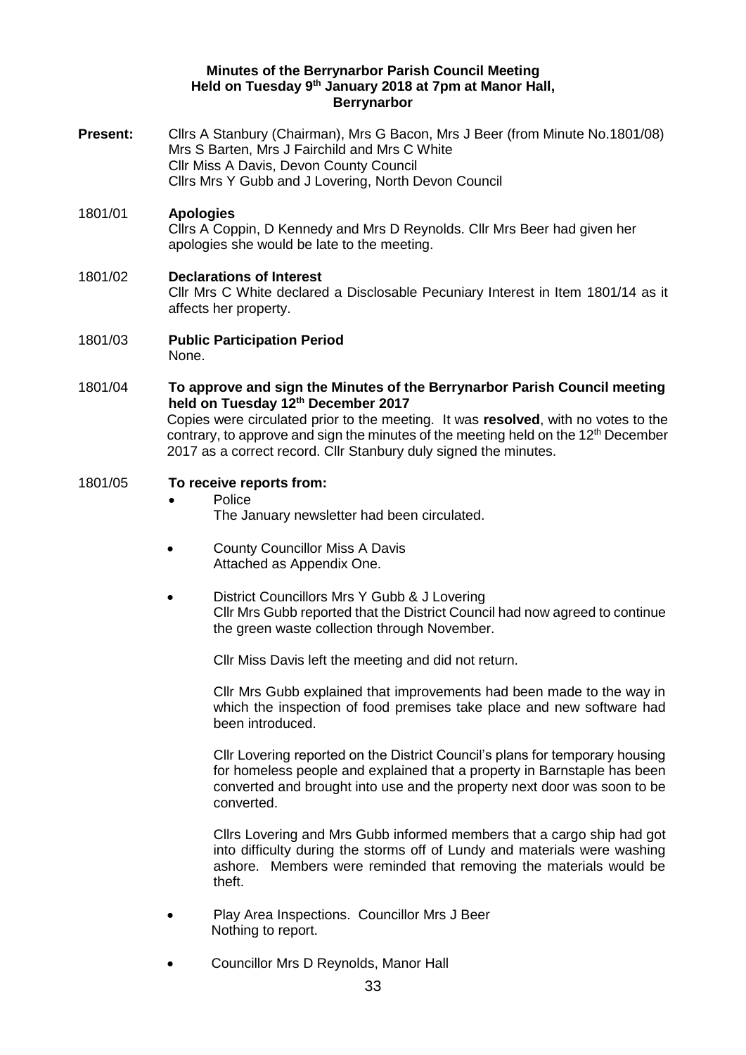**Minutes of the Berrynarbor Parish Council Meeting**
**Held on Tuesday 9th January 2018 at 7pm at Manor Hall, Berrynarbor**

**Present:** Cllrs A Stanbury (Chairman), Mrs G Bacon, Mrs J Beer (from Minute No.1801/08) Mrs S Barten, Mrs J Fairchild and Mrs C White
Cllr Miss A Davis, Devon County Council
Cllrs Mrs Y Gubb and J Lovering, North Devon Council

1801/01 **Apologies**

Cllrs A Coppin, D Kennedy and Mrs D Reynolds. Cllr Mrs Beer had given her apologies she would be late to the meeting.

1801/02 **Declarations of Interest**

Cllr Mrs C White declared a Disclosable Pecuniary Interest in Item 1801/14 as it affects her property.

1801/03 **Public Participation Period**

None.

1801/04 **To approve and sign the Minutes of the Berrynarbor Parish Council meeting held on Tuesday 12th December 2017**

Copies were circulated prior to the meeting. It was **resolved**, with no votes to the contrary, to approve and sign the minutes of the meeting held on the 12th December 2017 as a correct record. Cllr Stanbury duly signed the minutes.

1801/05 **To receive reports from:**

- Police
  The January newsletter had been circulated.

- County Councillor Miss A Davis
  Attached as Appendix One.

- District Councillors Mrs Y Gubb & J Lovering
  Cllr Mrs Gubb reported that the District Council had now agreed to continue the green waste collection through November.

  Cllr Miss Davis left the meeting and did not return.

  Cllr Mrs Gubb explained that improvements had been made to the way in which the inspection of food premises take place and new software had been introduced.

  Cllr Lovering reported on the District Council's plans for temporary housing for homeless people and explained that a property in Barnstaple has been converted and brought into use and the property next door was soon to be converted.

  Cllrs Lovering and Mrs Gubb informed members that a cargo ship had got into difficulty during the storms off of Lundy and materials were washing ashore. Members were reminded that removing the materials would be theft.

- Play Area Inspections. Councillor Mrs J Beer
  Nothing to report.

- Councillor Mrs D Reynolds, Manor Hall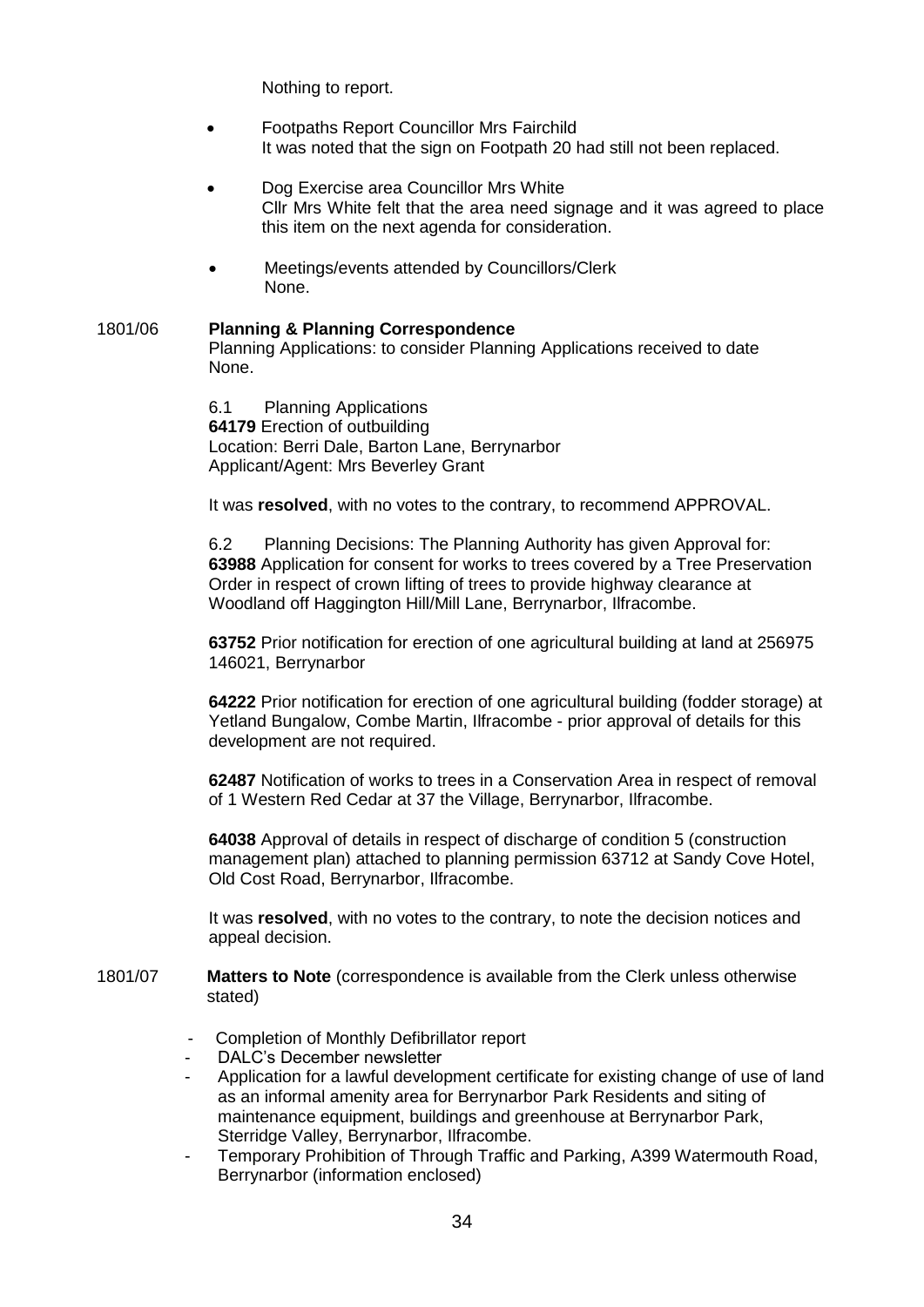Nothing to report.

- Footpaths Report Councillor Mrs Fairchild
  It was noted that the sign on Footpath 20 had still not been replaced.

- Dog Exercise area Councillor Mrs White
  Cllr Mrs White felt that the area need signage and it was agreed to place this item on the next agenda for consideration.

- Meetings/events attended by Councillors/Clerk
  None.

1801/06 **Planning & Planning Correspondence**
Planning Applications: to consider Planning Applications received to date
None.

6.1 Planning Applications
**64179** Erection of outbuilding
Location: Berri Dale, Barton Lane, Berrynarbor
Applicant/Agent: Mrs Beverley Grant

It was **resolved**, with no votes to the contrary, to recommend APPROVAL.

6.2 Planning Decisions: The Planning Authority has given Approval for:
**63988** Application for consent for works to trees covered by a Tree Preservation Order in respect of crown lifting of trees to provide highway clearance at Woodland off Haggington Hill/Mill Lane, Berrynarbor, Ilfracombe.

**63752** Prior notification for erection of one agricultural building at land at 256975 146021, Berrynarbor

**64222** Prior notification for erection of one agricultural building (fodder storage) at Yetland Bungalow, Combe Martin, Ilfracombe - prior approval of details for this development are not required.

**62487** Notification of works to trees in a Conservation Area in respect of removal of 1 Western Red Cedar at 37 the Village, Berrynarbor, Ilfracombe.

**64038** Approval of details in respect of discharge of condition 5 (construction management plan) attached to planning permission 63712 at Sandy Cove Hotel, Old Cost Road, Berrynarbor, Ilfracombe.

It was **resolved**, with no votes to the contrary, to note the decision notices and appeal decision.

1801/07 **Matters to Note** (correspondence is available from the Clerk unless otherwise stated)

- Completion of Monthly Defibrillator report
- DALC's December newsletter
- Application for a lawful development certificate for existing change of use of land as an informal amenity area for Berrynarbor Park Residents and siting of maintenance equipment, buildings and greenhouse at Berrynarbor Park, Sterridge Valley, Berrynarbor, Ilfracombe.
- Temporary Prohibition of Through Traffic and Parking, A399 Watermouth Road, Berrynarbor (information enclosed)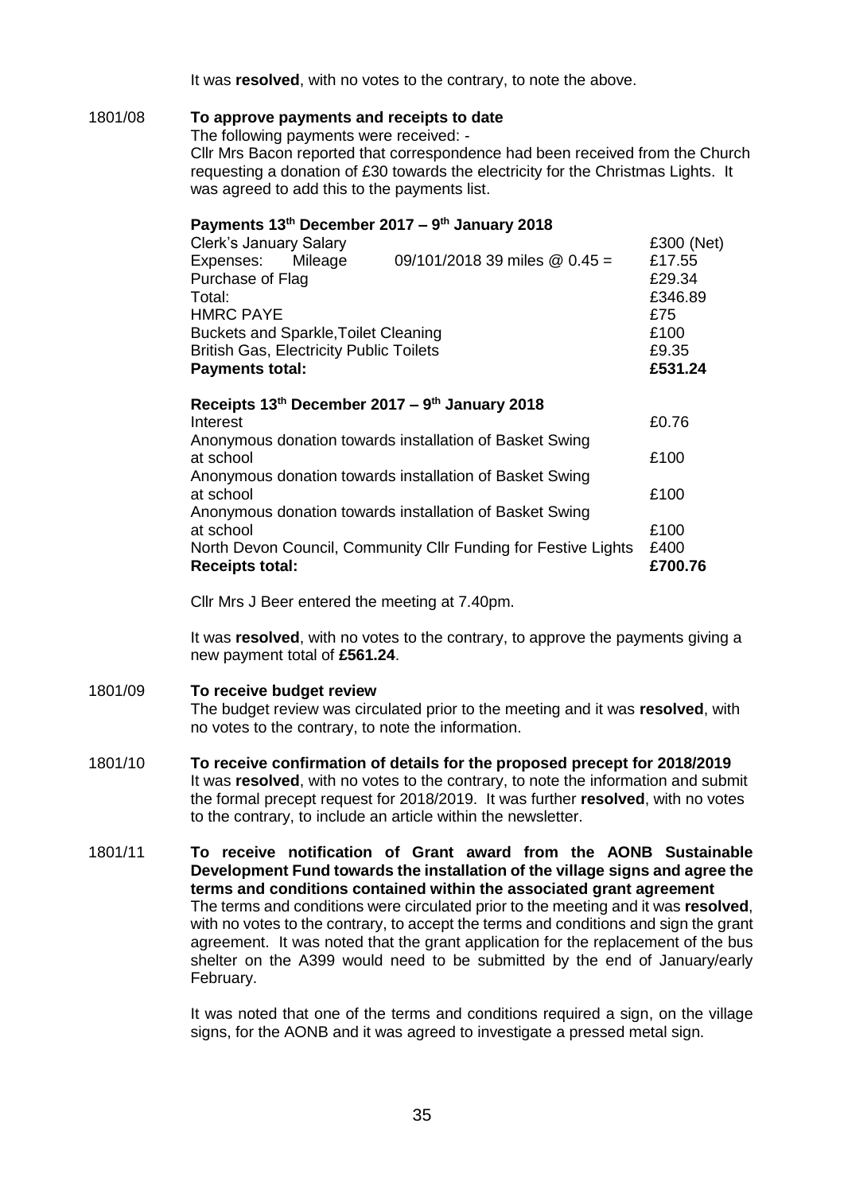It was **resolved**, with no votes to the contrary, to note the above.

1801/08 **To approve payments and receipts to date**

The following payments were received: -

Cllr Mrs Bacon reported that correspondence had been received from the Church requesting a donation of £30 towards the electricity for the Christmas Lights. It was agreed to add this to the payments list.

**Payments 13th December 2017 – 9th January 2018**

| | | |
|---|---|---|
| Clerk's January Salary | | £300 (Net) |
| Expenses: Mileage | 09/101/2018 39 miles @ 0.45 = | £17.55 |
| Purchase of Flag | | £29.34 |
| Total: | | £346.89 |
| HMRC PAYE | | £75 |
| Buckets and Sparkle,Toilet Cleaning | | £100 |
| British Gas, Electricity Public Toilets | | £9.35 |
| **Payments total:** | | **£531.24** |

**Receipts 13th December 2017 – 9th January 2018**

| | |
|---|---|
| Interest | £0.76 |
| Anonymous donation towards installation of Basket Swing at school | £100 |
| Anonymous donation towards installation of Basket Swing at school | £100 |
| Anonymous donation towards installation of Basket Swing at school | £100 |
| North Devon Council, Community Cllr Funding for Festive Lights | £400 |
| **Receipts total:** | **£700.76** |

Cllr Mrs J Beer entered the meeting at 7.40pm.

It was **resolved**, with no votes to the contrary, to approve the payments giving a new payment total of **£561.24**.

1801/09 **To receive budget review**

The budget review was circulated prior to the meeting and it was **resolved**, with no votes to the contrary, to note the information.

1801/10 **To receive confirmation of details for the proposed precept for 2018/2019**

It was **resolved**, with no votes to the contrary, to note the information and submit the formal precept request for 2018/2019. It was further **resolved**, with no votes to the contrary, to include an article within the newsletter.

1801/11 **To receive notification of Grant award from the AONB Sustainable Development Fund towards the installation of the village signs and agree the terms and conditions contained within the associated grant agreement**

The terms and conditions were circulated prior to the meeting and it was **resolved**, with no votes to the contrary, to accept the terms and conditions and sign the grant agreement. It was noted that the grant application for the replacement of the bus shelter on the A399 would need to be submitted by the end of January/early February.

It was noted that one of the terms and conditions required a sign, on the village signs, for the AONB and it was agreed to investigate a pressed metal sign.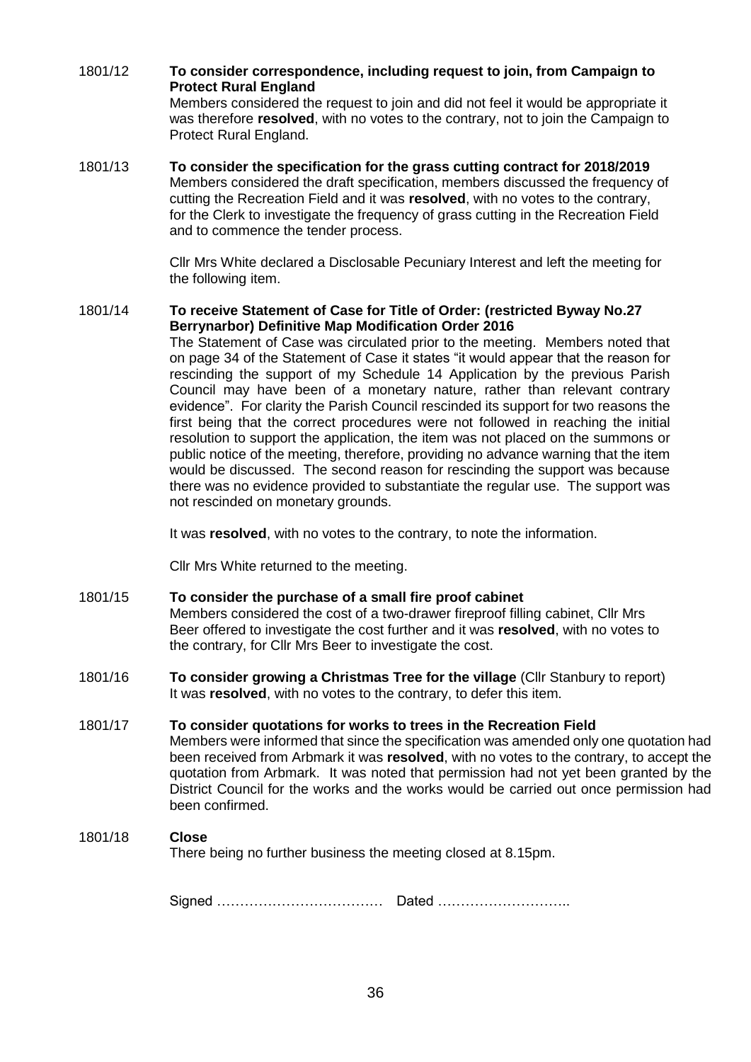1801/12 **To consider correspondence, including request to join, from Campaign to Protect Rural England**

Members considered the request to join and did not feel it would be appropriate it was therefore **resolved**, with no votes to the contrary, not to join the Campaign to Protect Rural England.

1801/13 **To consider the specification for the grass cutting contract for 2018/2019**

Members considered the draft specification, members discussed the frequency of cutting the Recreation Field and it was **resolved**, with no votes to the contrary, for the Clerk to investigate the frequency of grass cutting in the Recreation Field and to commence the tender process.

Cllr Mrs White declared a Disclosable Pecuniary Interest and left the meeting for the following item.

1801/14 **To receive Statement of Case for Title of Order: (restricted Byway No.27 Berrynarbor) Definitive Map Modification Order 2016**

The Statement of Case was circulated prior to the meeting. Members noted that on page 34 of the Statement of Case it states "it would appear that the reason for rescinding the support of my Schedule 14 Application by the previous Parish Council may have been of a monetary nature, rather than relevant contrary evidence". For clarity the Parish Council rescinded its support for two reasons the first being that the correct procedures were not followed in reaching the initial resolution to support the application, the item was not placed on the summons or public notice of the meeting, therefore, providing no advance warning that the item would be discussed. The second reason for rescinding the support was because there was no evidence provided to substantiate the regular use. The support was not rescinded on monetary grounds.

It was **resolved**, with no votes to the contrary, to note the information.

Cllr Mrs White returned to the meeting.

1801/15 **To consider the purchase of a small fire proof cabinet**

Members considered the cost of a two-drawer fireproof filling cabinet, Cllr Mrs Beer offered to investigate the cost further and it was **resolved**, with no votes to the contrary, for Cllr Mrs Beer to investigate the cost.

1801/16 **To consider growing a Christmas Tree for the village** (Cllr Stanbury to report)

It was **resolved**, with no votes to the contrary, to defer this item.

1801/17 **To consider quotations for works to trees in the Recreation Field**

Members were informed that since the specification was amended only one quotation had been received from Arbmark it was **resolved**, with no votes to the contrary, to accept the quotation from Arbmark. It was noted that permission had not yet been granted by the District Council for the works and the works would be carried out once permission had been confirmed.

1801/18 **Close**

There being no further business the meeting closed at 8.15pm.

Signed ……………………………… Dated ………………………..